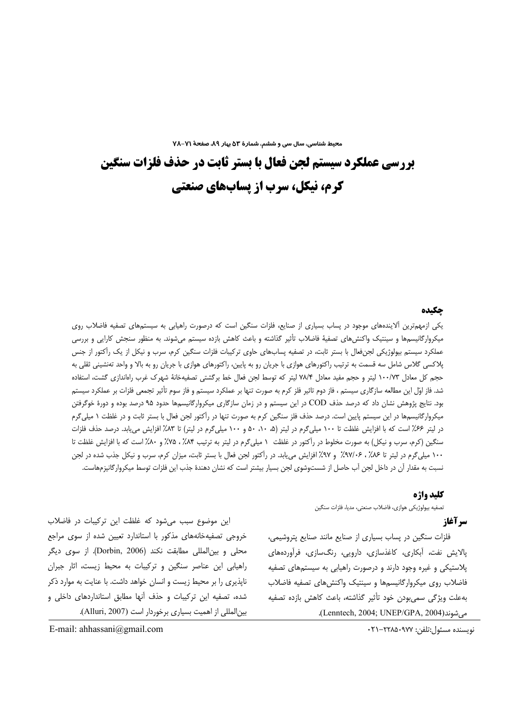# بررسی عملکرد سیستم لجن فعال با بستر ثابت در حذف فلزات سنگین کرم، نیکل، سرب از پساب‌های صنعتی

## چکیده

یکی ازمهم‌ترین آلاینده‌های موجود در پساب بسیاری از صنایع، فلزات سنگین است که درصورت راهیابی به سیستم‌های تصفیه فاضلاب روی میکروارگانیسم‌ها و سینتیک واکنش‌های تصفیهٔ فاضلاب تأثیر گذاشته و باعث کاهش بازده سیستم می‌شوند. به منظور سنجش کارایی و بررسی عملکرد سیستم بیولوژیکی لجن‌فعال با بستر ثابت، در تصفیه پساب‌های حاوی ترکیبات فلزات سنگین کرم، سرب و نیکل از یک رآکتور از جنس پلاکسی گلاس شامل سه قسمت به ترتیب راکتورهای هوازی با جریان رو به پایین، راکتورهای هوازی با جریان رو به بالا و واحد ته‌نشینی ثقلی به حجم کل معادل ۱۰۰/۷۳ لیتر و حجم مفید معادل ۷۸/۴ لیتر که توسط لجن فعال خط برگشتی تصفیه‌خانهٔ شهرک غرب راه‌اندازی گشت، استفاده شد. فاز اوّل این مطالعه سازگاری سیستم ، فاز دوم تاثیر فلز کرم به صورت تنها بر عملکرد سیستم و فاز سوم تأثیر تجمعی فلزات بر عملکرد سیستم بود. نتایج پژوهش نشان داد که درصد حذف COD در این سیستم و در زمان سازگاری میکروارگانیسم‌ها حدود ۹۵ درصد بوده و دورهٔ خوگرفتن میکروارگانیسم‌ها در این سیستم پایین است. درصد حذف فلز سنگین کرم به صورت تنها در رآکتور لجن فعال با بستر ثابت و در غلظت ۱ میلی‌گرم در لیتر ۶۶٪ است که با افزایش غلظت تا ۱۰۰ میلی‌گرم در لیتر (۵، ۱۰، ۵۰ و ۱۰۰ میلی‌گرم در لیتر) تا ۸۳٪ افزایش می‌یابد. درصد حذف فلزات سنگین (کرم، سرب و نیکل) به صورت مخلوط در رآکتور در غلظت ۱ میلی‌گرم در لیتر به ترتیب ۸۴٪ ، ۷۵٪ و ۸۰٪ است که با افزایش غلظت تا ۱۰۰ میلی‌گرم در لیتر تا ۸۶٪ ، ۹۷/۰۶٪ و ۹۷٪ افزایش می‌یابد. در رآکتور لجن فعال با بستر ثابت، میزان کرم، سرب و نیکل جذب شده در لجن نسبت به مقدار آن در داخل لجن آب حاصل از شست‌وشوی لجن بسیار بیشتر است که نشان دهندهٔ جذب این فلزات توسط میکروارگانیزم‌هاست.

## کلید واژه

تصفیه بیولوژیکی هوازی، فاضلاب صنعتی، مدیا، فلزات سنگین

## سرآغاز

فلزات سنگین در پساب بسیاری از صنایع مانند صنایع پتروشیمی، پالایش نفت، آبکاری، کاغذسازی، دارویی، رنگ‌سازی، فرآورده‌های پلاستیکی و غیره وجود دارند و درصورت راهیابی به سیستم‌های تصفیه فاضلاب روی میکروارگانیسم‌ها و سینتیک واکنش‌های تصفیه فاضلاب به‌علت ویژگی سمی‌بودن خود تأثیر گذاشته، باعث کاهش بازده تصفیه می‌شوند(Lenntech, 2004; UNEP/GPA, 2004).

این موضوع سبب می‌شود که غلظت این ترکیبات در فاضلاب خروجی تصفیه‌خانه‌های مذکور با استاندارد تعیین شده از سوی مراجع محلی و بین‌المللی مطابقت نکند (Dorbin, 2006). از سوی دیگر راهیابی این عناصر سنگین و ترکیبات به محیط زیست، اثار جبران ناپذیری را بر محیط زیست و انسان خواهد داشت. با عنایت به موارد ذکر شده، تصفیه این ترکیبات و حذف آنها مطابق استانداردهای داخلی و بین‌المللی از اهمیت بسیاری برخوردار است (Alluri, 2007).

نویسنده مسئول:تلفن: ۰۲۱-۲۲۸۵۰۹۷۷

E-mail: ahhassani@gmail.com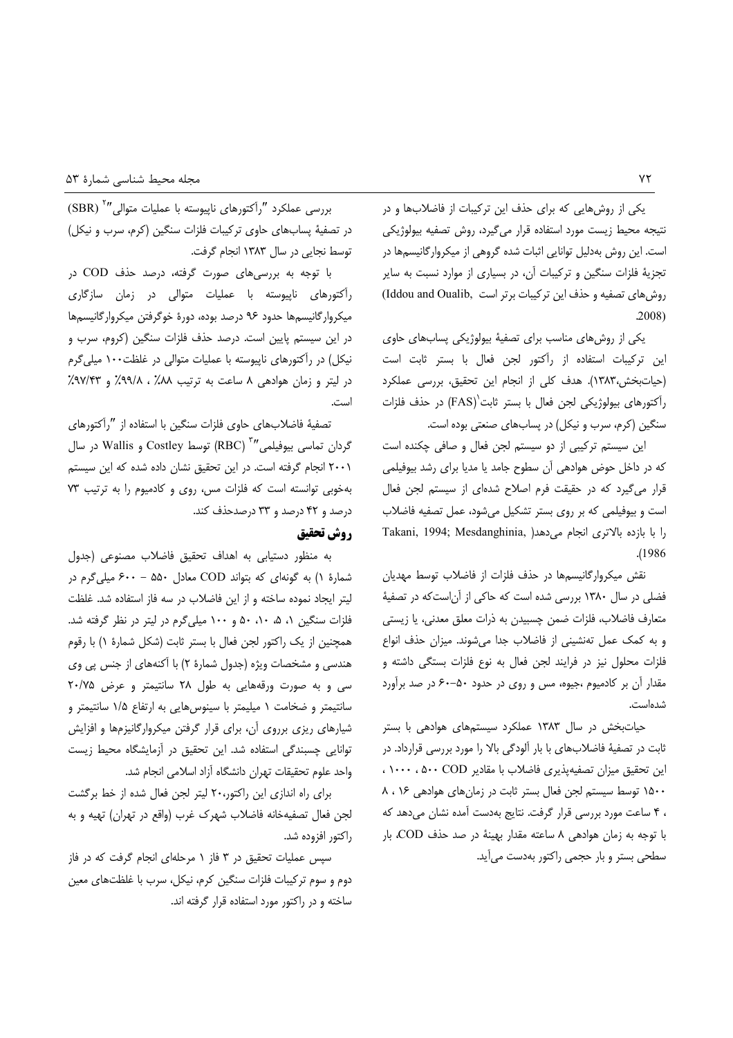یکی از روش‌هایی که برای حذف این ترکیبات از فاضلاب‌ها و در نتیجه محیط زیست مورد استفاده قرار می‌گیرد، روش تصفیه بیولوژیکی است. این روش به‌دلیل توانایی اثبات شده گروهی از میکروارگانیسم‌ها در تجزیهٔ فلزات سنگین و ترکیبات آن، در بسیاری از موارد نسبت به سایر روش‌های تصفیه و حذف این ترکیبات برتر است (Iddou and Oualib, 2008).

یکی از روش‌های مناسب برای تصفیهٔ بیولوژیکی پساب‌های حاوی این ترکیبات استفاده از راکتور لجن فعال با بستر ثابت است (حیات‌بخش،۱۳۸۳). هدف کلی از انجام این تحقیق، بررسی عملکرد راکتورهای بیولوژیکی لجن فعال با بستر ثابت[1](FAS) در حذف فلزات سنگین (کرم، سرب و نیکل) در پساب‌های صنعتی بوده است.

این سیستم ترکیبی از دو سیستم لجن فعال و صافی چکنده است که در داخل حوض هوادهی آن سطوح جامد یا مدیا برای رشد بیوفیلمی قرار می‌گیرد که در حقیقت فرم اصلاح شده‌ای از سیستم لجن فعال است و بیوفیلمی که بر روی بستر تشکیل می‌شود، عمل تصفیه فاضلاب را با بازده بالاتری انجام می‌دهد( Takani, 1994; Mesdanghinia, 1986).

نقش میکروارگانیسم‌ها در حذف فلزات از فاضلاب توسط مهدیان فضلی در سال ۱۳۸۰ بررسی شده است که حاکی از آن‌است‌که در تصفیهٔ متعارف فاضلاب، فلزات ضمن چسبیدن به ذرات معلق معدنی، یا زیستی و به کمک عمل ته‌نشینی از فاضلاب جدا می‌شوند. میزان حذف انواع فلزات محلول نیز در فرایند لجن فعال به نوع فلزات بستگی داشته و مقدار آن بر کادمیوم ،جیوه، مس و روی در حدود ۵۰–۶۰ در صد برآورد شده‌است.

حیات‌بخش در سال ۱۳۸۳ عملکرد سیستم‌های هوادهی با بستر ثابت در تصفیهٔ فاضلاب‌های با بار آلودگی بالا را مورد بررسی قرارداد. در این تحقیق میزان تصفیه‌پذیری فاضلاب با مقادیر COD ۵۰۰ ، ۱۰۰۰ ، ۱۵۰۰ توسط سیستم لجن فعال بستر ثابت در زمان‌های هوادهی ۱۶ ، ۸ ، ۴ ساعت مورد بررسی قرار گرفت. نتایج به‌دست آمده نشان می‌دهد که با توجه به زمان هوادهی ۸ ساعته مقدار بهینهٔ در صد حذف COD، بار سطحی بستر و بار حجمی راکتور به‌دست می‌آید.

بررسی عملکرد "راکتورهای ناپیوسته با عملیات متوالی"[2] (SBR) در تصفیهٔ پساب‌های حاوی ترکیبات فلزات سنگین (کرم، سرب و نیکل) توسط نجایی در سال ۱۳۸۳ انجام گرفت.

با توجه به بررسی‌های صورت گرفته، درصد حذف COD در رآکتورهای ناپیوسته با عملیات متوالی در زمان سازگاری میکروارگانیسم‌ها حدود ۹۶ درصد بوده، دورهٔ خوگرفتن میکروارگانیسم‌ها در این سیستم پایین است. درصد حذف فلزات سنگین (کروم، سرب و نیکل) در رآکتورهای ناپیوسته با عملیات متوالی در غلظت۱۰۰ میلی‌گرم در لیتر و زمان هوادهی ۸ ساعت به ترتیب ۸۸٪ ، ۹۹/۸٪ و ۹۷/۴۳٪ است.

تصفیهٔ فاضلاب‌های حاوی فلزات سنگین با استفاده از "رآکتورهای گردان تماسی بیوفیلمی"[3] (RBC) توسط Costley و Wallis در سال ۲۰۰۱ انجام گرفته است. در این تحقیق نشان داده شده که این سیستم به‌خوبی توانسته است که فلزات مس، روی و کادمیوم را به ترتیب ۷۳ درصد و ۴۲ درصد و ۳۳ درصدحذف کند.

## روش تحقیق

به منظور دستیابی به اهداف تحقیق فاضلاب مصنوعی (جدول شمارهٔ ۱) به گونه‌ای که بتواند COD معادل ۵۵۰ - ۶۰۰ میلی‌گرم در لیتر ایجاد نموده ساخته و از این فاضلاب در سه فاز استفاده شد. غلظت فلزات سنگین ۱، ۵، ۱۰، ۵۰ و ۱۰۰ میلی‌گرم در لیتر در نظر گرفته شد. همچنین از یک راکتور لجن فعال با بستر ثابت (شکل شمارهٔ ۱) با رقوم هندسی و مشخصات ویژه (جدول شمارهٔ ۲) با آکنه‌های از جنس پی وی سی و به صورت ورقه‌هایی به طول ۲۸ سانتیمتر و عرض ۲۰/۷۵ سانتیمتر و ضخامت ۱ میلیمتر با سینوس‌هایی به ارتفاع ۱/۵ سانتیمتر و شیارهای ریزی برروی آن، برای قرار گرفتن میکروارگانیزم‌ها و افزایش توانایی چسبندگی استفاده شد. این تحقیق در آزمایشگاه محیط زیست واحد علوم تحقیقات تهران دانشگاه آزاد اسلامی انجام شد.

برای راه اندازی این راکتور،۲۰ لیتر لجن فعال برگشت شده از خط برگشت لجن فعال تصفیه‌خانه فاضلاب شهرک غرب (واقع در تهران) تهیه و به راکتور افزوده شد.

سپس عملیات تحقیق در ۳ فاز ۱ مرحله‌ای انجام گرفت که در فاز دوم و سوم ترکیبات فلزات سنگین کرم، نیکل، سرب با غلظت‌های معین ساخته و در راکتور مورد استفاده قرار گرفته اند.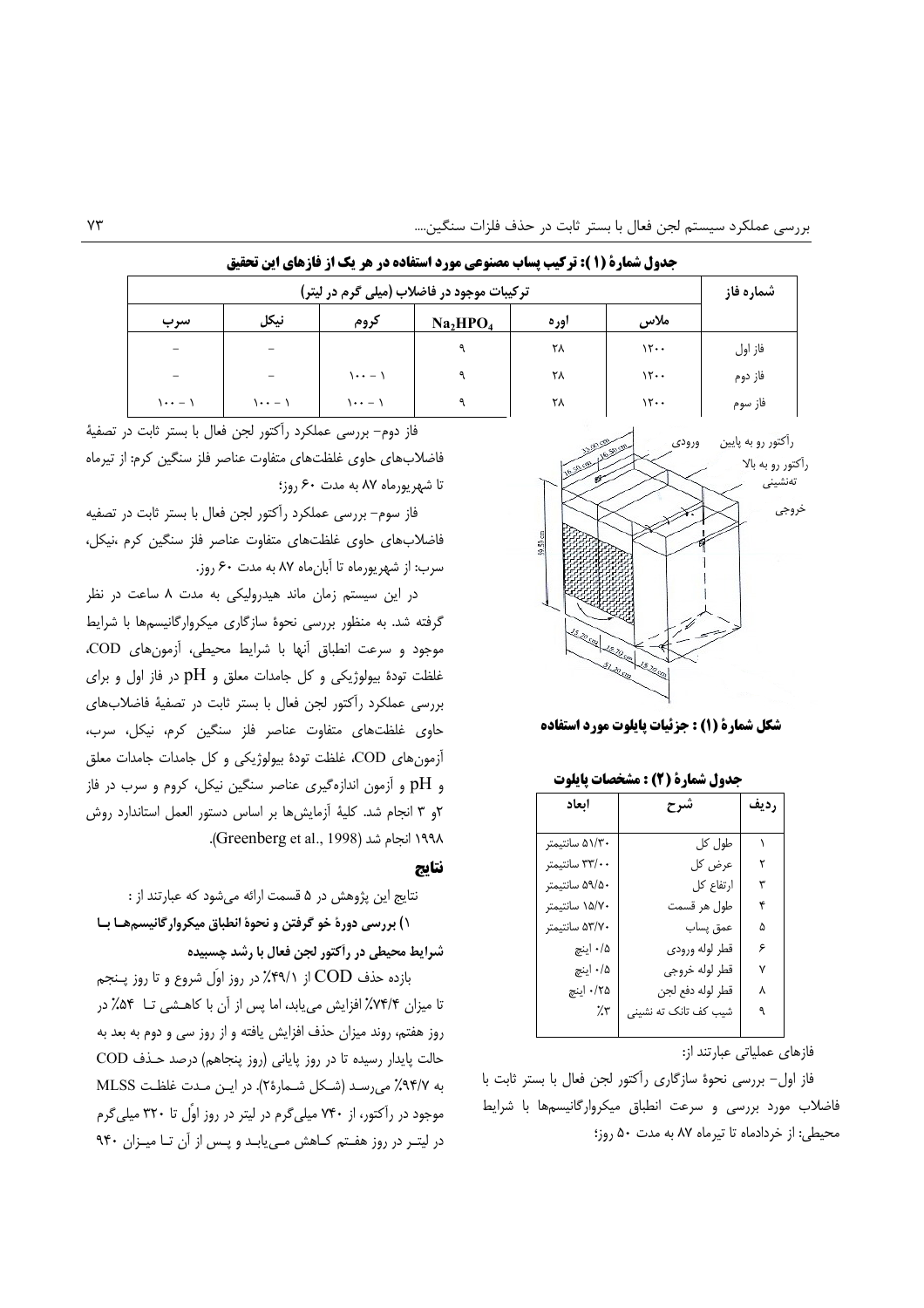**جدول شمارهٔ (۱): ترکیب پساب مصنوعی مورد استفاده در هر یک از فازهای این تحقیق**

| شماره فاز | ترکیبات موجود در فاضلاب (میلی گرم در لیتر) | | | | | |
|---|---|---|---|---|---|---|
| | ملاس | اوره | $Na_2HPO_4$ | کروم | نیکل | سرب |
| فاز اول | ۱۲۰۰ | ۲۸ | ۹ | | – | – |
| فاز دوم | ۱۲۰۰ | ۲۸ | ۹ | ۱۰۰ – ۱ | – | – |
| فاز سوم | ۱۲۰۰ | ۲۸ | ۹ | ۱۰۰ – ۱ | ۱۰۰ – ۱ | ۱۰۰ – ۱ |

**شکل شمارهٔ (۱) : جزئیات پایلوت مورد استفاده**

**جدول شمارهٔ (۲) : مشخصات پایلوت**

| ردیف | شرح | ابعاد |
|---|---|---|
| ۱ | طول کل | ۵۱/۳۰ سانتیمتر |
| ۲ | عرض کل | ۳۳/۰۰ سانتیمتر |
| ۳ | ارتفاع کل | ۵۹/۵۰ سانتیمتر |
| ۴ | طول هر قسمت | ۱۵/۷۰ سانتیمتر |
| ۵ | عمق پساب | ۵۳/۷۰ سانتیمتر |
| ۶ | قطر لوله ورودی | ۰/۵ اینچ |
| ۷ | قطر لوله خروجی | ۰/۵ اینچ |
| ۸ | قطر لوله دفع لجن | ۰/۲۵ اینچ |
| ۹ | شیب کف تانک ته نشینی | ٪۳ |

فازهای عملیاتی عبارتند از:

فاز اول- بررسی نحوهٔ سازگاری رآکتور لجن فعال با بستر ثابت با فاضلاب مورد بررسی و سرعت انطباق میکروارگانیسم‌ها با شرایط محیطی: از خردادماه تا تیرماه ۸۷ به مدت ۵۰ روز؛

فاز دوم- بررسی عملکرد رآکتور لجن فعال با بستر ثابت در تصفیهٔ فاضلاب‌های حاوی غلظت‌های متفاوت عناصر فلز سنگین کرم: از تیرماه تا شهریورماه ۸۷ به مدت ۶۰ روز؛

فاز سوم- بررسی عملکرد رآکتور لجن فعال با بستر ثابت در تصفیه فاضلاب‌های حاوی غلظت‌های متفاوت عناصر فلز سنگین کرم ،نیکل، سرب: از شهریورماه تا آبان‌ماه ۸۷ به مدت ۶۰ روز.

در این سیستم زمان ماند هیدرولیکی به مدت ۸ ساعت در نظر گرفته شد. به منظور بررسی نحوهٔ سازگاری میکروارگانیسم‌ها با شرایط موجود و سرعت انطباق آنها با شرایط محیطی، آزمون‌های COD، غلظت تودهٔ بیولوژیکی و کل جامدات معلق و pH در فاز اول و برای بررسی عملکرد رآکتور لجن فعال با بستر ثابت در تصفیهٔ فاضلاب‌های حاوی غلظت‌های متفاوت عناصر فلز سنگین کرم، نیکل، سرب، آزمون‌های COD، غلظت تودهٔ بیولوژیکی و کل جامدات جامدات معلق و pH و آزمون اندازه‌گیری عناصر سنگین نیکل، کروم و سرب در فاز ۲و ۳ انجام شد. کلیهٔ آزمایش‌ها بر اساس دستور العمل استاندارد روش ۱۹۹۸ انجام شد (Greenberg et al., 1998).

## نتایج

نتایج این پژوهش در ۵ قسمت ارائه می‌شود که عبارتند از :

**۱) بررسی دورهٔ خو گرفتن و نحوهٔ انطباق میکروارگانیسم‌ها با شرایط محیطی در رآکتور لجن فعال با رشد چسبیده**

بازده حذف COD از ٪۴۹/۱ در روز اوّل شروع و تا روز پنجم تا میزان ٪۷۴/۴ افزایش می‌یابد، اما پس از آن با کاهشی تا ٪۵۴ در روز هفتم، روند میزان حذف افزایش یافته و از روز سی و دوم به بعد به حالت پایدار رسیده تا در روز پایانی (روز پنجاهم) درصد حذف COD به ٪۹۴/۷ می‌رسد (شکل شمارهٔ۲). در این مدت غلظت MLSS موجود در رآکتور، از ۷۴۰ میلی‌گرم در لیتر در روز اوّل تا ۳۲۰ میلی‌گرم در لیتر در روز هفتم کاهش می‌یابد و پس از آن تا میزان ۹۴۰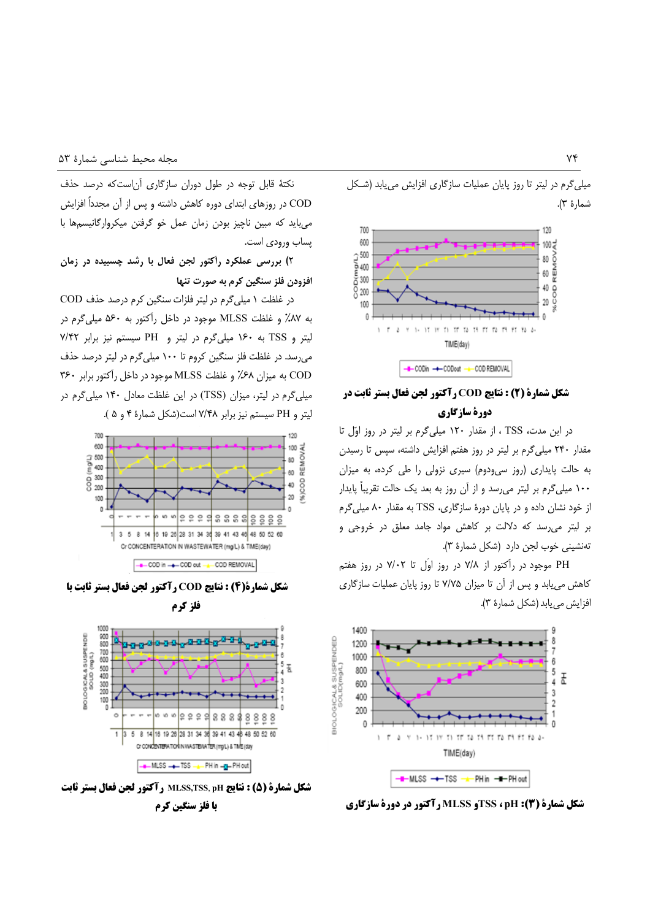میلی‌گرم در لیتر تا روز پایان عملیات سازگاری افزایش می‌یابد (شکل شمارهٔ ۳).

**شکل شمارهٔ (۲) : نتایج COD رآکتور لجن فعال بستر ثابت در دورهٔ سازگاری**

در این مدت، TSS ، از مقدار ۱۲۰ میلی‌گرم بر لیتر در روز اوّل تا مقدار ۲۴۰ میلی‌گرم بر لیتر در روز هفتم افزایش داشته، سپس تا رسیدن به حالت پایداری (روز سی‌ودوم) سیری نزولی را طی کرده، به میزان ۱۰۰ میلی‌گرم بر لیتر می‌رسد و از آن روز به بعد یک حالت تقریباً پایدار از خود نشان داده و در پایان دورهٔ سازگاری، TSS به مقدار ۸۰ میلی‌گرم بر لیتر می‌رسد که دلالت بر کاهش مواد جامد معلق در خروجی و ته‌نشینی خوب لجن دارد (شکل شمارهٔ ۳).

PH موجود در رآکتور از ۷/۸ در روز اوّل تا ۷/۰۲ در روز هفتم کاهش می‌یابد و پس از آن تا میزان ۷/۷۵ تا روز پایان عملیات سازگاری افزایش می‌یابد (شکل شمارهٔ ۳).

**شکل شمارهٔ (۳): pH ، TSS و MLSS رآکتور در دورهٔ سازگاری**

نکتهٔ قابل توجه در طول دوران سازگاری آن‌است‌که درصد حذف COD در روزهای ابتدای دوره کاهش داشته و پس از آن مجدداً افزایش می‌یابد که مبین ناچیز بودن زمان عمل خو گرفتن میکروارگانیسم‌ها با پساب ورودی است.

### ۲) بررسی عملکرد رآکتور لجن فعال با رشد چسبیده در زمان افزودن فلز سنگین کرم به صورت تنها

در غلظت ۱ میلی‌گرم در لیتر فلزات سنگین کرم درصد حذف COD به ۸۷٪ و غلظت MLSS موجود در داخل رآکتور به ۵۶۰ میلی‌گرم در لیتر و TSS به ۱۶۰ میلی‌گرم در لیتر و PH سیستم نیز برابر ۷/۴۲ می‌رسد. در غلظت فلز سنگین کروم تا ۱۰۰ میلی‌گرم در لیتر درصد حذف COD به میزان ۶۸٪ و غلظت MLSS موجود در داخل رآکتور برابر ۳۶۰ میلی‌گرم در لیتر، میزان (TSS) در این غلظت معادل ۱۴۰ میلی‌گرم در لیتر و PH سیستم نیز برابر ۷/۴۸ است(شکل شمارهٔ ۴ و ۵ ).

**شکل شمارهٔ(۴) : نتایج COD رآکتور لجن فعال بستر ثابت با فلز کرم**

**شکل شمارهٔ (۵) : نتایج MLSS,TSS, pH رآکتور لجن فعال بستر ثابت با فلز سنگین کرم**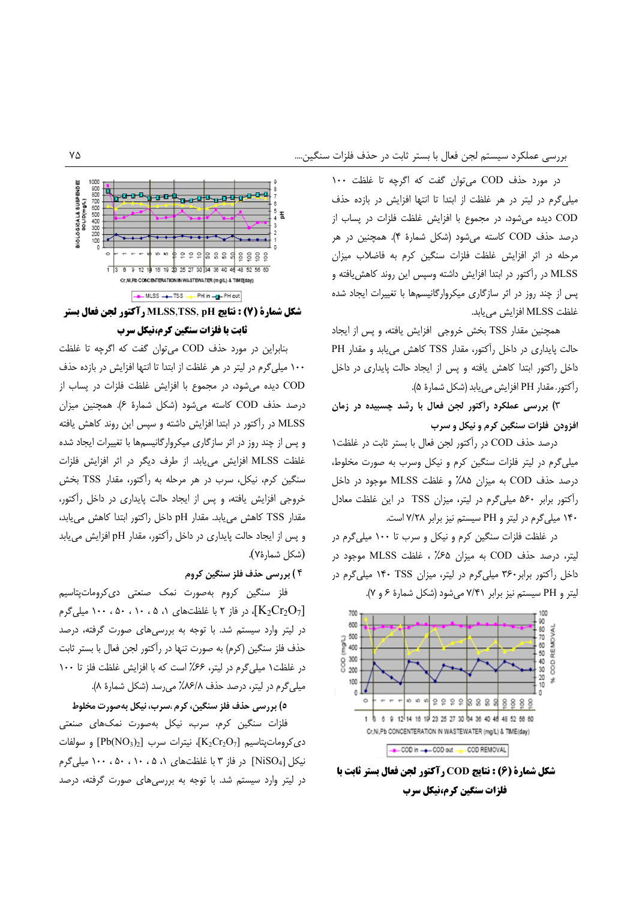در مورد حذف COD می‌توان گفت که اگرچه تا غلظت ۱۰۰ میلی‌گرم در لیتر در هر غلظت از ابتدا تا انتها افزایش در بازده حذف COD دیده می‌شود، در مجموع با افزایش غلظت فلزات در پساب از درصد حذف COD کاسته می‌شود (شکل شمارهٔ ۴). همچنین در هر مرحله در اثر افزایش غلظت فلزات سنگین کرم به فاضلاب میزان MLSS در رآکتور در ابتدا افزایش داشته وسپس این روند کاهش‌یافته و پس از چند روز در اثر سازگاری میکروارگانیسم‌ها با تغییرات ایجاد شده غلظت MLSS افزایش می‌یابد.

همچنین مقدار TSS بخش خروجی افزایش یافته، و پس از ایجاد حالت پایداری در داخل رآکتور، مقدار TSS کاهش می‌یابد و مقدار PH داخل راکتور ابتدا کاهش یافته و پس از ایجاد حالت پایداری در داخل رآکتور، مقدار PH افزایش می‌یابد (شکل شمارهٔ ۵).

### ۳) بررسی عملکرد راکتور لجن فعال با رشد چسبیده در زمان افزودن فلزات سنگین کرم و نیکل و سرب

درصد حذف COD در رآکتور لجن فعال با بستر ثابت در غلظت۱ میلی‌گرم در لیتر فلزات سنگین کرم و نیکل وسرب به صورت مخلوط، درصد حذف COD به میزان ۸۵٪ و غلظت MLSS موجود در داخل رآکتور برابر ۵۶۰ میلی‌گرم در لیتر، میزان TSS در این غلظت معادل ۱۴۰ میلی‌گرم در لیتر و PH سیستم نیز برابر ۷/۲۸ است.

در غلظت فلزات سنگین کرم و نیکل و سرب تا ۱۰۰ میلی‌گرم در لیتر، درصد حذف COD به میزان ۶۵٪ ، غلظت MLSS موجود در داخل رآکتور برابر۳۶۰ میلی‌گرم در لیتر، میزان TSS ۱۴۰ میلی‌گرم در لیتر و PH سیستم نیز برابر ۷/۴۱ می‌شود (شکل شمارهٔ ۶ و ۷).

**شکل شمارهٔ (۶) : نتایج COD رآکتور لجن فعال بستر ثابت با فلزات سنگین کرم،نیکل سرب**

**شکل شمارهٔ (۷) : نتایج MLSS,TSS, pH رآکتور لجن فعال بستر ثابت با فلزات سنگین کرم،نیکل سرب**

بنابراین در مورد حذف COD می‌توان گفت که اگرچه تا غلظت ۱۰۰ میلی‌گرم در لیتر در هر غلظت از ابتدا تا انتها افزایش در بازده حذف COD دیده می‌شود، در مجموع با افزایش غلظت فلزات در پساب از درصد حذف COD کاسته می‌شود (شکل شمارهٔ ۶). همچنین میزان MLSS در رآکتور در ابتدا افزایش داشته و سپس این روند کاهش یافته و پس از چند روز در اثر سازگاری میکروارگانیسم‌ها با تغییرات ایجاد شده غلظت MLSS افزایش می‌یابد. از طرف دیگر در اثر افزایش فلزات سنگین کرم، نیکل، سرب در هر مرحله به رآکتور، مقدار TSS بخش خروجی افزایش یافته، و پس از ایجاد حالت پایداری در داخل رآکتور، مقدار TSS کاهش می‌یابد. مقدار pH داخل راکتور ابتدا کاهش می‌یابد، و پس از ایجاد حالت پایداری در داخل رآکتور، مقدار pH افزایش می‌یابد (شکل شمارهٔ۷).

### ۴) بررسی حذف فلز سنگین کروم

فلز سنگین کروم به‌صورت نمک صنعتی دی‌کرومات‌پتاسیم $[K_2Cr_2O_7]$، در فاز ۲ با غلظت‌های ۱، ۵ ، ۱۰ ، ۵۰ ، ۱۰۰ میلی‌گرم در لیتر وارد سیستم شد. با توجه به بررسی‌های صورت گرفته، درصد حذف فلز سنگین (کرم) به صورت تنها در رآکتور لجن فعال با بستر ثابت در غلظت۱ میلی‌گرم در لیتر، ۶۶٪ است که با افزایش غلظت فلز تا ۱۰۰ میلی‌گرم در لیتر، درصد حذف ۸۶/۸٪ می‌رسد (شکل شمارهٔ ۸).

### ۵) بررسی حذف فلز سنگین، کرم ،سرب، نیکل به‌صورت مخلوط

فلزات سنگین کرم، سرب، نیکل به‌صورت نمک‌های صنعتی دی‌کرومات‌پتاسیم $[K_2Cr_2O_7]$، نیترات سرب $[Pb(NO_3)_2]$ و سولفات نیکل $[NiSO_4]$ در فاز ۳ با غلظت‌های ۱، ۵ ، ۱۰ ، ۵۰ ، ۱۰۰ میلی‌گرم در لیتر وارد سیستم شد. با توجه به بررسی‌های صورت گرفته، درصد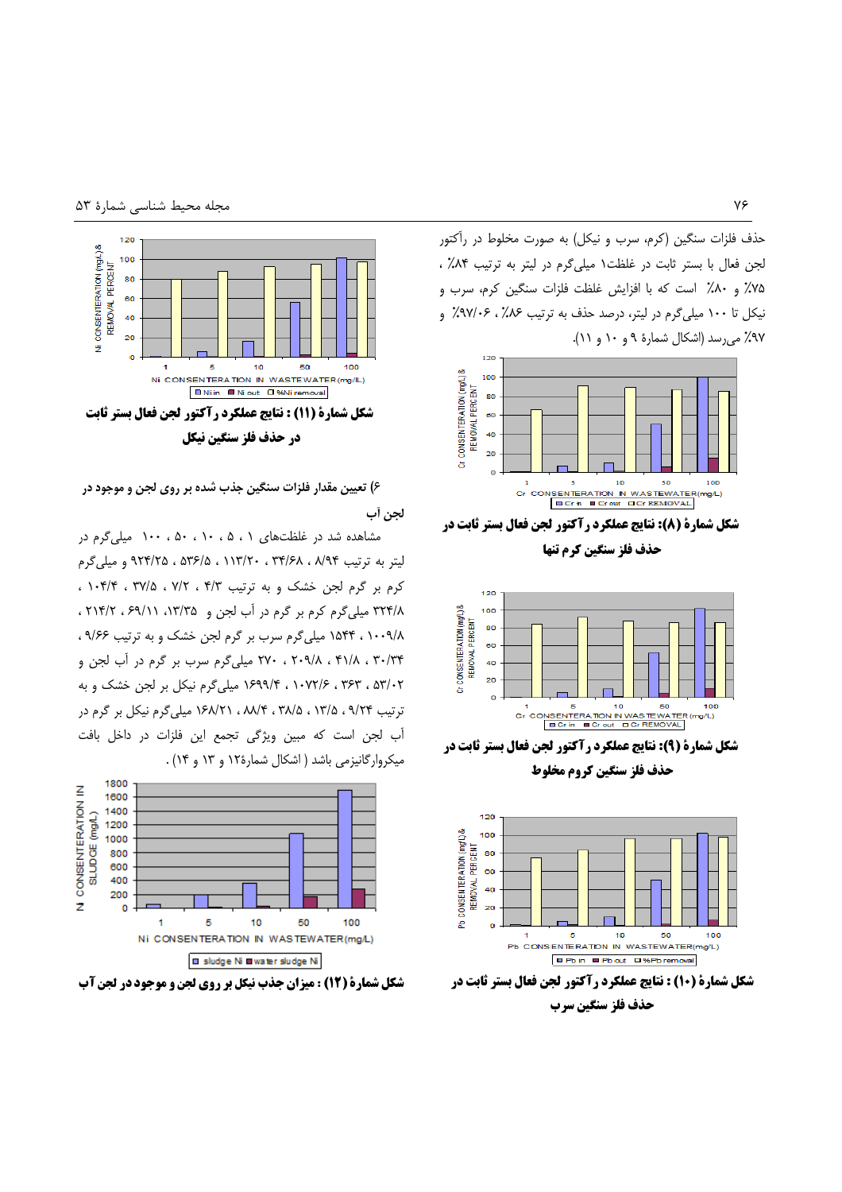حذف فلزات سنگین (کرم، سرب و نیکل) به صورت مخلوط در رآکتور لجن فعال با بستر ثابت در غلظت۱ میلی‌گرم در لیتر به ترتیب ۸۴٪ ، ۷۵٪ و ۸۰٪ است که با افزایش غلظت فلزات سنگین کرم، سرب و نیکل تا ۱۰۰ میلی‌گرم در لیتر، درصد حذف به ترتیب ۸۶٪ ، ۹۷/۰۶٪ و ۹۷٪ می‌رسد (اشکال شمارهٔ ۹ و ۱۰ و ۱۱).

شکل شمارهٔ (۸): نتایج عملکرد رآکتور لجن فعال بستر ثابت در حذف فلز سنگین کرم تنها

شکل شمارهٔ (۹): نتایج عملکرد رآکتور لجن فعال بستر ثابت در حذف فلز سنگین کروم مخلوط

شکل شمارهٔ (۱۰) : نتایج عملکرد رآکتور لجن فعال بستر ثابت در حذف فلز سنگین سرب

شکل شمارهٔ (۱۱) : نتایج عملکرد رآکتور لجن فعال بستر ثابت در حذف فلز سنگین نیکل

## ۶) تعیین مقدار فلزات سنگین جذب شده بر روی لجن و موجود در لجن آب

مشاهده شد در غلظتهای ۱ ، ۵ ، ۱۰ ، ۵۰ ، ۱۰۰ میلی‌گرم در لیتر به ترتیب ۸/۹۴ ، ۳۴/۶۸ ، ۱۱۳/۲۰ ، ۵۳۶/۵ ، ۹۲۴/۲۵ و میلی‌گرم کرم بر گرم لجن خشک و به ترتیب ۴/۳ ، ۷/۲ ، ۳۷/۵ ، ۱۰۴/۴ ، ۳۲۴/۸ میلی‌گرم کرم بر گرم در آب لجن و ۱۳/۳۵، ۶۹/۱۱ ، ۲۱۴/۲ ، ۱۰۰۹/۸ ، ۱۵۴۴ میلی‌گرم سرب بر گرم لجن خشک و به ترتیب ۹/۶۶ ، ۳۰/۳۴ ، ۴۱/۸ ، ۲۰۹/۸ ، ۲۷۰ میلی‌گرم سرب بر گرم در آب لجن و ۵۳/۰۲ ، ۳۶۳ ، ۱۰۷۲/۶ ، ۱۶۹۹/۴ میلی‌گرم نیکل بر لجن خشک و به ترتیب ۹/۲۴، ۱۳/۵ ، ۳۸/۵ ، ۸۸/۴ ، ۱۶۸/۲۱ میلی‌گرم نیکل بر گرم در آب لجن است که مبین ویژگی تجمع این فلزات در داخل بافت میکروارگانیزمی باشد ( اشکال شمارهٔ۱۲ و ۱۳ و ۱۴) .

شکل شمارهٔ (۱۲) : میزان جذب نیکل بر روی لجن و موجود در لجن آب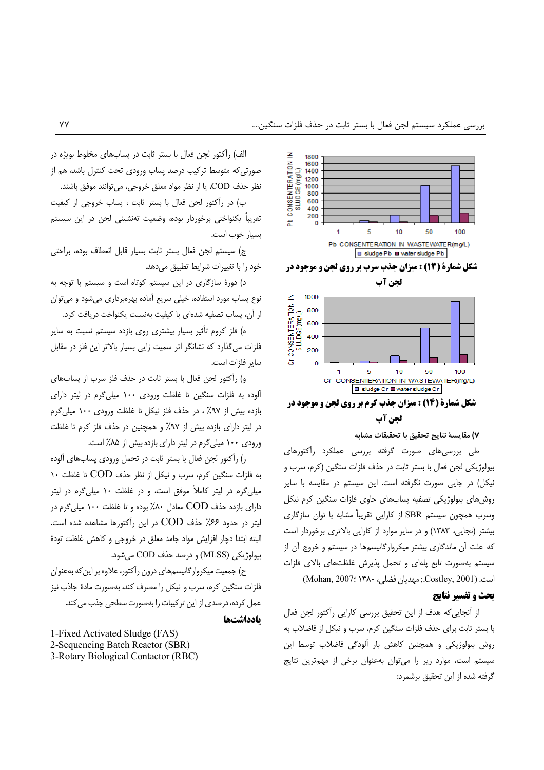شکل شمارهٔ (۱۳) : میزان جذب سرب بر روی لجن و موجود در لجن آب

شکل شمارهٔ (۱۴) : میزان جذب کرم بر روی لجن و موجود در لجن آب

### ۷) مقایسهٔ نتایج تحقیق با تحقیقات مشابه

طی بررسی‌های صورت گرفته بررسی عملکرد رآکتورهای بیولوژیکی لجن فعال با بستر ثابت در حذف فلزات سنگین (کرم، سرب و نیکل) در جایی صورت نگرفته است. این سیستم در مقایسه با سایر روش‌های بیولوژیکی تصفیه پساب‌های حاوی فلزات سنگین کرم نیکل وسرب همچون سیستم SBR از کارایی تقریباً مشابه با توان سازگاری بیشتر (نجایی، ۱۳۸۳) و در سایر موارد از کارایی بالاتری برخوردار است که علت آن ماندگاری بیشتر میکروارگانیسم‌ها در سیستم و خروج آن از سیستم به‌صورت تابع پله‌ای و تحمل پذیرش غلظت‌های بالای فلزات است. (Mohan, 2007؛ مهدیان فضلی، ۱۳۸۰ ;Costley, 2001)

## بحث و تفسیر نتایج

از آنجایی‌که هدف از این تحقیق بررسی کارایی رآکتور لجن فعال با بستر ثابت برای حذف فلزات سنگین کرم، سرب و نیکل از فاضلاب به روش بیولوژیکی و همچنین کاهش بار آلودگی فاضلاب توسط این سیستم است، موارد زیر را می‌توان به‌عنوان برخی از مهم‌ترین نتایج گرفته شده از این تحقیق برشمرد:

الف) رآکتور لجن فعال با بستر ثابت در پساب‌های مخلوط بویژه در صورتی‌که متوسط ترکیب درصد پساب ورودی تحت کنترل باشد، هم از نظر حذف COD، یا از نظر مواد معلق خروجی، می‌توانند موفق باشند.

ب) در رآکتور لجن فعال با بستر ثابت ، پساب خروجی از کیفیت تقریباً یکنواختی برخوردار بوده، وضعیت تهنشینی لجن در این سیستم بسیار خوب است.

ج) سیستم لجن فعال بستر ثابت بسیار قابل انعطاف بوده، براحتی خود را با تغییرات شرایط تطبیق می‌دهد.

د) دورهٔ سازگاری در این سیستم کوتاه است و سیستم با توجه به نوع پساب مورد استفاده، خیلی سریع آماده بهره‌برداری می‌شود و می‌توان از آن، پساب تصفیه شده‌ای با کیفیت به‌نسبت یکنواخت دریافت کرد.

ه) فلز کروم تأثیر بسیار بیشتری روی بازده سیستم نسبت به سایر فلزات می‌گذارد که نشانگر اثر سمیت زایی بسیار بالاتر این فلز در مقابل سایر فلزات است.

و) رآکتور لجن فعال با بستر ثابت در حذف فلز سرب از پساب‌های آلوده به فلزات سنگین تا غلظت ورودی ۱۰۰ میلی‌گرم در لیتر دارای بازده بیش از ۹۷٪ ، در حذف فلز نیکل تا غلظت ورودی ۱۰۰ میلی‌گرم در لیتر دارای بازده بیش از ۹۷٪ و همچنین در حذف فلز کرم تا غلظت ورودی ۱۰۰ میلی‌گرم در لیتر دارای بازده بیش از ۸۵٪ است.

ز) رآکتور لجن فعال با بستر ثابت در تحمل ورودی پساب‌های آلوده به فلزات سنگین کرم، سرب و نیکل از نظر حذف COD تا غلظت ۱۰ میلی‌گرم در لیتر کاملاً موفق است، و در غلظت ۱۰ میلی‌گرم در لیتر دارای بازده حذف COD معادل ۸۰٪ بوده و تا غلظت ۱۰۰ میلی‌گرم در لیتر در حدود ۶۶٪ حذف COD در این رآکتورها مشاهده شده است. البته ابتدا دچار افزایش مواد جامد معلق در خروجی و کاهش غلظت تودهٔ بیولوژیکی (MLSS) و درصد حذف COD می‌شود.

ح) جمعیت میکروارگانیسم‌های درون رآکتور، علاوه بر این‌که به‌عنوان فلزات سنگین کرم، سرب و نیکل را مصرف کند، به‌صورت مادهٔ جاذب نیز عمل کرده، درصدی از این ترکیبات را به‌صورت سطحی جذب می‌کند.

## یادداشت‌ها

1-Fixed Activated Sludge (FAS)
2-Sequencing Batch Reactor (SBR)
3-Rotary Biological Contactor (RBC)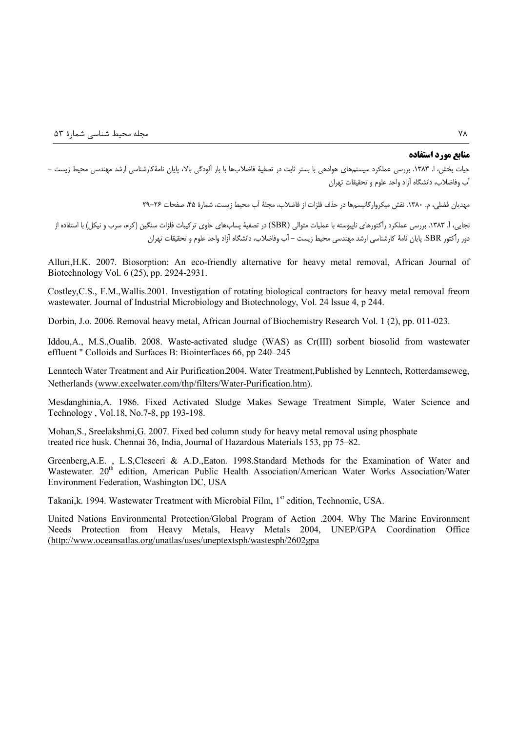## منابع مورد استفاده

حیات بخش، ا. ۱۳۸۳. بررسی عملکرد سیستم‌های هوادهی با بستر ثابت در تصفیهٔ فاضلاب‌ها با بار آلودگی بالا، پایان نامهٔکارشناسی ارشد مهندسی محیط زیست – آب وفاضلاب، دانشگاه آزاد واحد علوم و تحقیقات تهران

مهدیان فضلی، م. ۱۳۸۰. نقش میکروارگانیسم‌ها در حذف فلزات از فاضلاب، مجلهٔ آب محیط زیست، شمارهٔ ۴۵، صفحات ۲۶-۲۹

نجایی، آ. ۱۳۸۳. بررسی عملکرد رآکتورهای ناپیوسته با عملیات متوالی (SBR) در تصفیهٔ پساب‌های حاوی ترکیبات فلزات سنگین (کرم، سرب و نیکل) با استفاده از دور رآکتور SBR. پایان نامهٔ کارشناسی ارشد مهندسی محیط زیست – آب وفاضلاب، دانشگاه آزاد واحد علوم و تحقیقات تهران

Alluri,H.K. 2007. Biosorption: An eco-friendly alternative for heavy metal removal, African Journal of Biotechnology Vol. 6 (25), pp. 2924-2931.

Costley,C.S., F.M.,Wallis.2001. Investigation of rotating biological contractors for heavy metal removal freom wastewater. Journal of Industrial Microbiology and Biotechnology, Vol. 24 lssue 4, p 244.

Dorbin, J.o. 2006. Removal heavy metal, African Journal of Biochemistry Research Vol. 1 (2), pp. 011-023.

Iddou,A., M.S.,Oualib. 2008. Waste-activated sludge (WAS) as Cr(III) sorbent biosolid from wastewater effluent " Colloids and Surfaces B: Biointerfaces 66, pp 240–245

Lenntech Water Treatment and Air Purification.2004. Water Treatment,Published by Lenntech, Rotterdamseweg, Netherlands (www.excelwater.com/thp/filters/Water-Purification.htm).

Mesdanghinia,A. 1986. Fixed Activated Sludge Makes Sewage Treatment Simple, Water Science and Technology , Vol.18, No.7-8, pp 193-198.

Mohan,S., Sreelakshmi,G. 2007. Fixed bed column study for heavy metal removal using phosphate treated rice husk. Chennai 36, India, Journal of Hazardous Materials 153, pp 75–82.

Greenberg,A.E. , L.S,Clesceri & A.D.,Eaton. 1998.Standard Methods for the Examination of Water and Wastewater. 20th edition, American Public Health Association/American Water Works Association/Water Environment Federation, Washington DC, USA

Takani,k. 1994. Wastewater Treatment with Microbial Film, 1st edition, Technomic, USA.

United Nations Environmental Protection/Global Program of Action .2004. Why The Marine Environment Needs Protection from Heavy Metals, Heavy Metals 2004, UNEP/GPA Coordination Office (http://www.oceansatlas.org/unatlas/uses/uneptextsph/wastesph/2602gpa